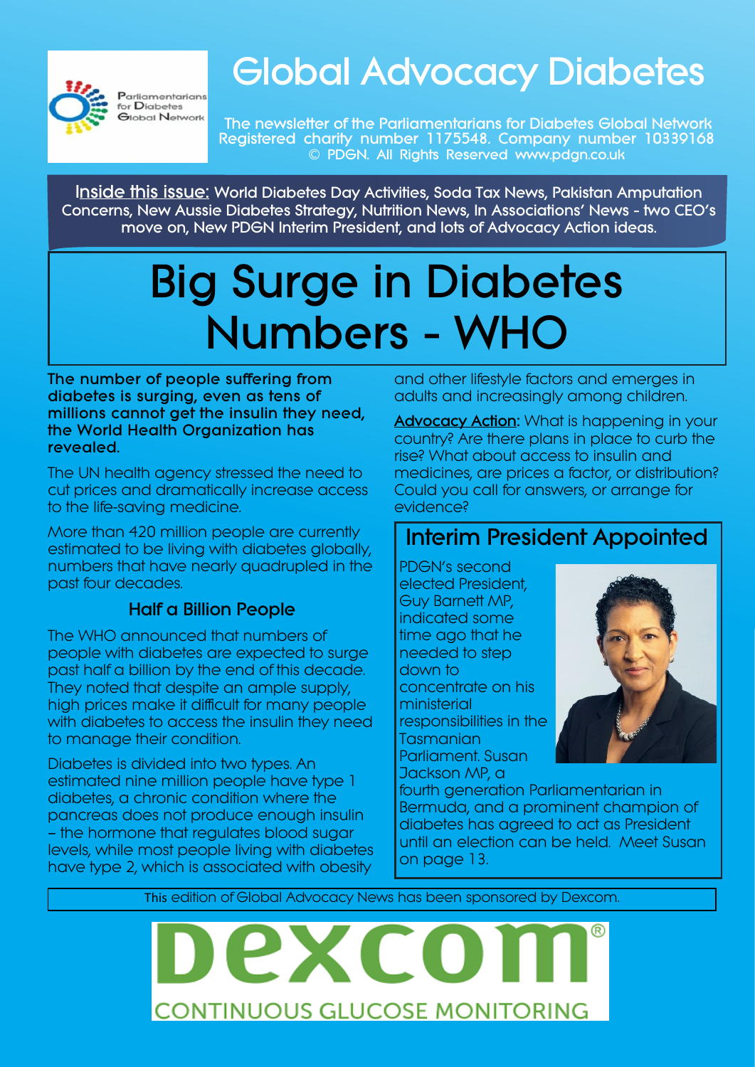# Global Advocacy Diabetes

Parliamentarians for Diabetes Global Network

The newsletter of the Parliamentarians for Diabetes Global Network
Registered charity number 1175548. Company number 10339168
© PDGN. All Rights Reserved www.pdgn.co.uk

Inside this issue: World Diabetes Day Activities, Soda Tax News, Pakistan Amputation Concerns, New Aussie Diabetes Strategy, Nutrition News, In Associations' News - two CEO's move on, New PDGN Interim President, and lots of Advocacy Action ideas.

# Big Surge in Diabetes Numbers - WHO

**The number of people suffering from diabetes is surging, even as tens of millions cannot get the insulin they need, the World Health Organization has revealed.**

The UN health agency stressed the need to cut prices and dramatically increase access to the life-saving medicine.

More than 420 million people are currently estimated to be living with diabetes globally, numbers that have nearly quadrupled in the past four decades.

### Half a Billion People

The WHO announced that numbers of people with diabetes are expected to surge past half a billion by the end of this decade. They noted that despite an ample supply, high prices make it difficult for many people with diabetes to access the insulin they need to manage their condition.

Diabetes is divided into two types. An estimated nine million people have type 1 diabetes, a chronic condition where the pancreas does not produce enough insulin – the hormone that regulates blood sugar levels, while most people living with diabetes have type 2, which is associated with obesity and other lifestyle factors and emerges in adults and increasingly among children.

**Advocacy Action:** What is happening in your country? Are there plans in place to curb the rise? What about access to insulin and medicines, are prices a factor, or distribution? Could you call for answers, or arrange for evidence?

## Interim President Appointed

PDGN's second elected President, Guy Barnett MP, indicated some time ago that he needed to step down to concentrate on his ministerial responsibilities in the Tasmanian Parliament. Susan Jackson MP, a fourth generation Parliamentarian in Bermuda, and a prominent champion of diabetes has agreed to act as President until an election can be held. Meet Susan on page 13.

This edition of Global Advocacy News has been sponsored by Dexcom.

Dexcom® CONTINUOUS GLUCOSE MONITORING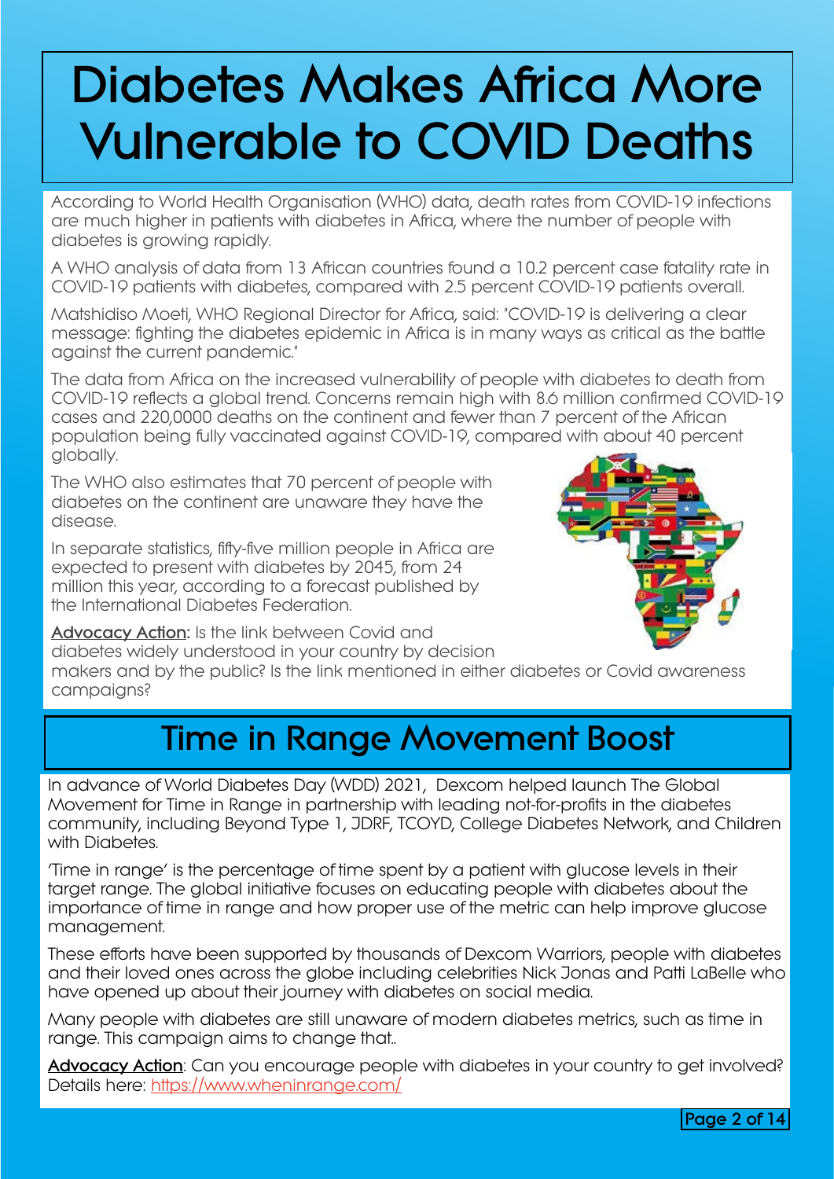# Diabetes Makes Africa More Vulnerable to COVID Deaths

According to World Health Organisation (WHO) data, death rates from COVID-19 infections are much higher in patients with diabetes in Africa, where the number of people with diabetes is growing rapidly.

A WHO analysis of data from 13 African countries found a 10.2 percent case fatality rate in COVID-19 patients with diabetes, compared with 2.5 percent COVID-19 patients overall.

Matshidiso Moeti, WHO Regional Director for Africa, said: "COVID-19 is delivering a clear message: fighting the diabetes epidemic in Africa is in many ways as critical as the battle against the current pandemic."

The data from Africa on the increased vulnerability of people with diabetes to death from COVID-19 reflects a global trend. Concerns remain high with 8.6 million confirmed COVID-19 cases and 220,0000 deaths on the continent and fewer than 7 percent of the African population being fully vaccinated against COVID-19, compared with about 40 percent globally.

The WHO also estimates that 70 percent of people with diabetes on the continent are unaware they have the disease.

In separate statistics, fifty-five million people in Africa are expected to present with diabetes by 2045, from 24 million this year, according to a forecast published by the International Diabetes Federation.

**Advocacy Action:** Is the link between Covid and diabetes widely understood in your country by decision makers and by the public? Is the link mentioned in either diabetes or Covid awareness campaigns?

# Time in Range Movement Boost

In advance of World Diabetes Day (WDD) 2021, Dexcom helped launch The Global Movement for Time in Range in partnership with leading not-for-profits in the diabetes community, including Beyond Type 1, JDRF, TCOYD, College Diabetes Network, and Children with Diabetes.

'Time in range' is the percentage of time spent by a patient with glucose levels in their target range. The global initiative focuses on educating people with diabetes about the importance of time in range and how proper use of the metric can help improve glucose management.

These efforts have been supported by thousands of Dexcom Warriors, people with diabetes and their loved ones across the globe including celebrities Nick Jonas and Patti LaBelle who have opened up about their journey with diabetes on social media.

Many people with diabetes are still unaware of modern diabetes metrics, such as time in range. This campaign aims to change that..

**Advocacy Action**: Can you encourage people with diabetes in your country to get involved? Details here: https://www.wheninrange.com/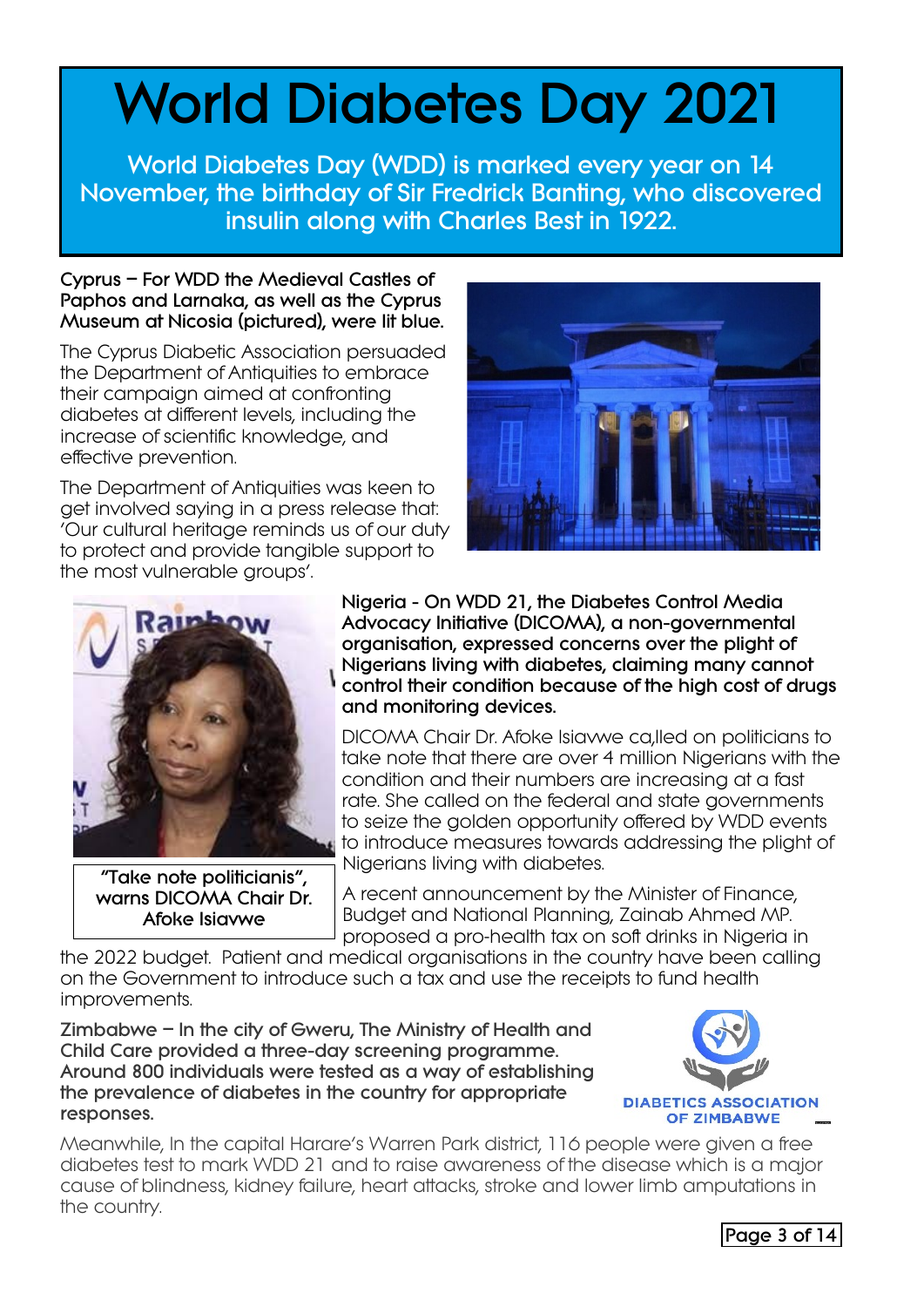# World Diabetes Day 2021

World Diabetes Day (WDD) is marked every year on 14 November, the birthday of Sir Fredrick Banting, who discovered insulin along with Charles Best in 1922.

**Cyprus – For WDD the Medieval Castles of Paphos and Larnaka, as well as the Cyprus Museum at Nicosia (pictured), were lit blue.**

The Cyprus Diabetic Association persuaded the Department of Antiquities to embrace their campaign aimed at confronting diabetes at different levels, including the increase of scientific knowledge, and effective prevention.

The Department of Antiquities was keen to get involved saying in a press release that: 'Our cultural heritage reminds us of our duty to protect and provide tangible support to the most vulnerable groups'.

"Take note politicianis", warns DICOMA Chair Dr. Afoke Isiavwe

**Nigeria - On WDD 21, the Diabetes Control Media Advocacy Initiative (DICOMA), a non-governmental organisation, expressed concerns over the plight of Nigerians living with diabetes, claiming many cannot control their condition because of the high cost of drugs and monitoring devices.**

DICOMA Chair Dr. Afoke Isiavwe ca,lled on politicians to take note that there are over 4 million Nigerians with the condition and their numbers are increasing at a fast rate. She called on the federal and state governments to seize the golden opportunity offered by WDD events to introduce measures towards addressing the plight of Nigerians living with diabetes.

A recent announcement by the Minister of Finance, Budget and National Planning, Zainab Ahmed MP. proposed a pro-health tax on soft drinks in Nigeria in the 2022 budget. Patient and medical organisations in the country have been calling on the Government to introduce such a tax and use the receipts to fund health improvements.

**Zimbabwe – In the city of Gweru, The Ministry of Health and Child Care provided a three-day screening programme. Around 800 individuals were tested as a way of establishing the prevalence of diabetes in the country for appropriate responses.**

DIABETICS ASSOCIATION OF ZIMBABWE

Meanwhile, In the capital Harare's Warren Park district, 116 people were given a free diabetes test to mark WDD 21 and to raise awareness of the disease which is a major cause of blindness, kidney failure, heart attacks, stroke and lower limb amputations in the country.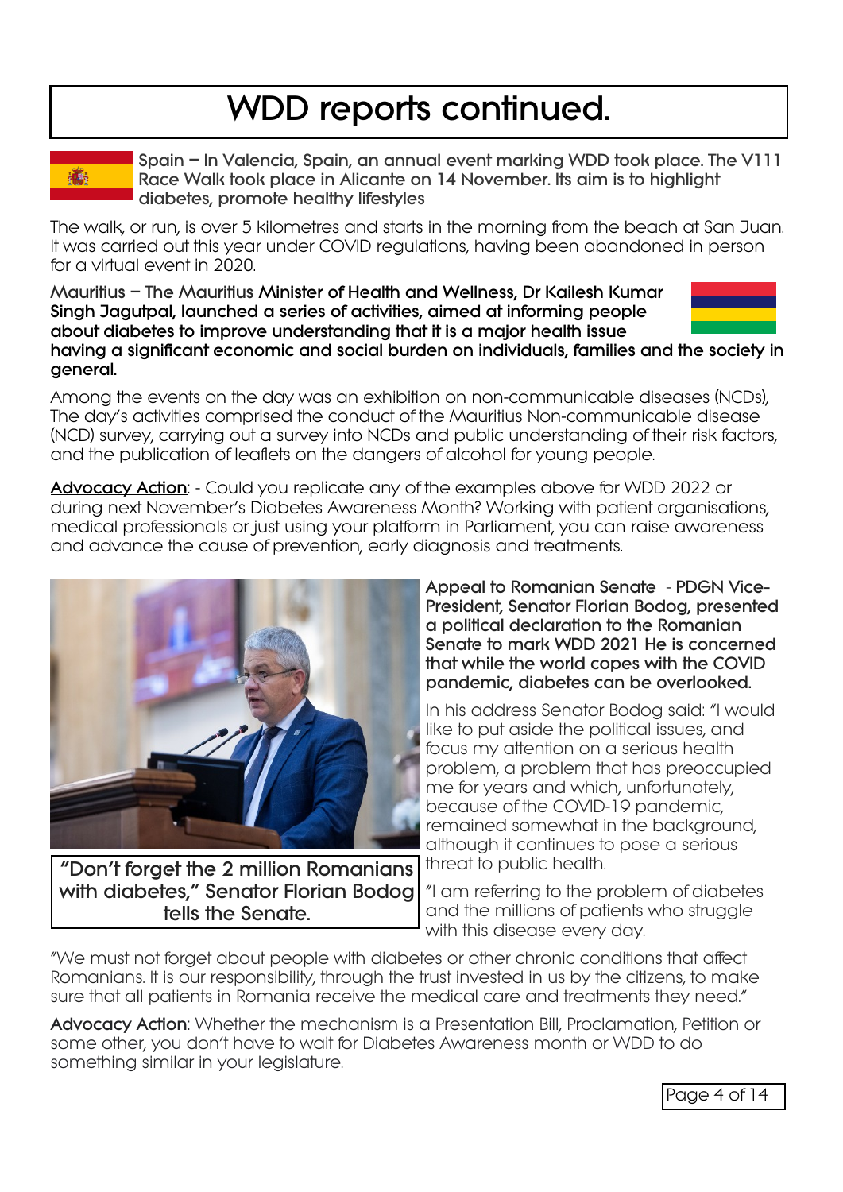# WDD reports continued.

**Spain – In Valencia, Spain, an annual event marking WDD took place. The V111 Race Walk took place in Alicante on 14 November. Its aim is to highlight diabetes, promote healthy lifestyles**

The walk, or run, is over 5 kilometres and starts in the morning from the beach at San Juan. It was carried out this year under COVID regulations, having been abandoned in person for a virtual event in 2020.

**Mauritius – The Mauritius Minister of Health and Wellness, Dr Kailesh Kumar Singh Jagutpal, launched a series of activities, aimed at informing people about diabetes to improve understanding that it is a major health issue having a significant economic and social burden on individuals, families and the society in general.**

Among the events on the day was an exhibition on non-communicable diseases (NCDs), The day's activities comprised the conduct of the Mauritius Non-communicable disease (NCD) survey, carrying out a survey into NCDs and public understanding of their risk factors, and the publication of leaflets on the dangers of alcohol for young people.

<u>Advocacy Action</u>: - Could you replicate any of the examples above for WDD 2022 or during next November's Diabetes Awareness Month? Working with patient organisations, medical professionals or just using your platform in Parliament, you can raise awareness and advance the cause of prevention, early diagnosis and treatments.

"Don't forget the 2 million Romanians with diabetes," Senator Florian Bodog tells the Senate.

**Appeal to Romanian Senate - PDGN Vice-President, Senator Florian Bodog, presented a political declaration to the Romanian Senate to mark WDD 2021 He is concerned that while the world copes with the COVID pandemic, diabetes can be overlooked.**

In his address Senator Bodog said: "I would like to put aside the political issues, and focus my attention on a serious health problem, a problem that has preoccupied me for years and which, unfortunately, because of the COVID-19 pandemic, remained somewhat in the background, although it continues to pose a serious threat to public health.

"I am referring to the problem of diabetes and the millions of patients who struggle with this disease every day.

"We must not forget about people with diabetes or other chronic conditions that affect Romanians. It is our responsibility, through the trust invested in us by the citizens, to make sure that all patients in Romania receive the medical care and treatments they need."

<u>Advocacy Action</u>: Whether the mechanism is a Presentation Bill, Proclamation, Petition or some other, you don't have to wait for Diabetes Awareness month or WDD to do something similar in your legislature.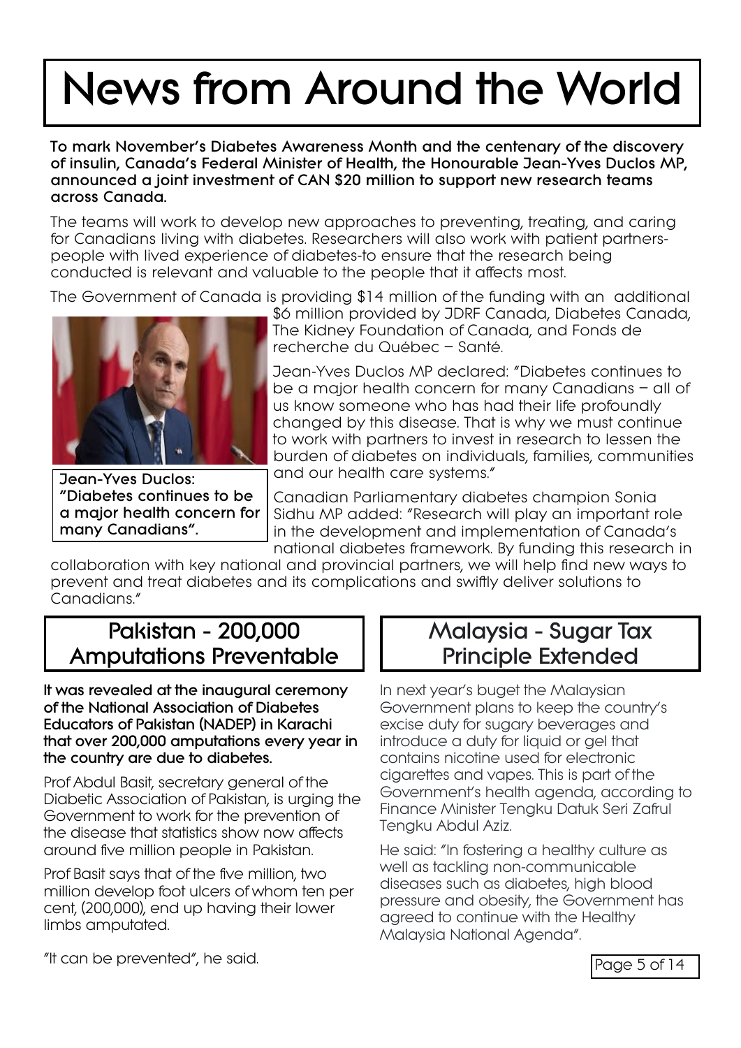# News from Around the World

**To mark November's Diabetes Awareness Month and the centenary of the discovery of insulin, Canada's Federal Minister of Health, the Honourable Jean-Yves Duclos MP, announced a joint investment of CAN $20 million to support new research teams across Canada.**

The teams will work to develop new approaches to preventing, treating, and caring for Canadians living with diabetes. Researchers will also work with patient partners-people with lived experience of diabetes-to ensure that the research being conducted is relevant and valuable to the people that it affects most.

The Government of Canada is providing $14 million of the funding with an additional $6 million provided by JDRF Canada, Diabetes Canada, The Kidney Foundation of Canada, and Fonds de recherche du Québec – Santé.

**Jean-Yves Duclos: "Diabetes continues to be a major health concern for many Canadians".**

Jean-Yves Duclos MP declared: "Diabetes continues to be a major health concern for many Canadians – all of us know someone who has had their life profoundly changed by this disease. That is why we must continue to work with partners to invest in research to lessen the burden of diabetes on individuals, families, communities and our health care systems."

Canadian Parliamentary diabetes champion Sonia Sidhu MP added: "Research will play an important role in the development and implementation of Canada's national diabetes framework. By funding this research in collaboration with key national and provincial partners, we will help find new ways to prevent and treat diabetes and its complications and swiftly deliver solutions to Canadians."

## Pakistan - 200,000 Amputations Preventable

**It was revealed at the inaugural ceremony of the National Association of Diabetes Educators of Pakistan (NADEP) in Karachi that over 200,000 amputations every year in the country are due to diabetes.**

Prof Abdul Basit, secretary general of the Diabetic Association of Pakistan, is urging the Government to work for the prevention of the disease that statistics show now affects around five million people in Pakistan.

Prof Basit says that of the five million, two million develop foot ulcers of whom ten per cent, (200,000), end up having their lower limbs amputated.

"It can be prevented", he said.

## Malaysia - Sugar Tax Principle Extended

In next year's buget the Malaysian Government plans to keep the country's excise duty for sugary beverages and introduce a duty for liquid or gel that contains nicotine used for electronic cigarettes and vapes. This is part of the Government's health agenda, according to Finance Minister Tengku Datuk Seri Zafrul Tengku Abdul Aziz.

He said: "In fostering a healthy culture as well as tackling non-communicable diseases such as diabetes, high blood pressure and obesity, the Government has agreed to continue with the Healthy Malaysia National Agenda".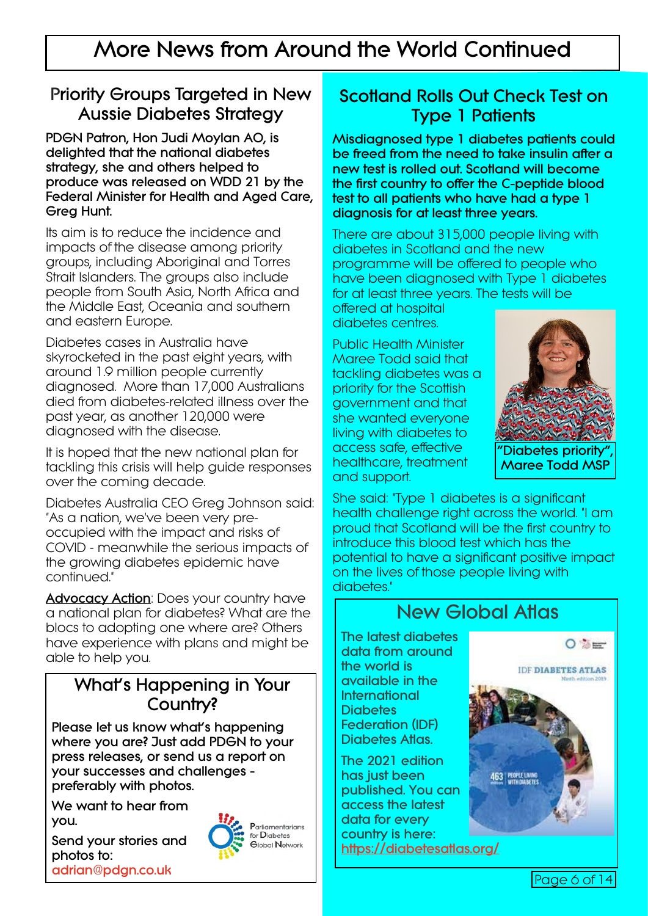# More News from Around the World Continued

## Priority Groups Targeted in New Aussie Diabetes Strategy

**PDGN Patron, Hon Judi Moylan AO, is delighted that the national diabetes strategy, she and others helped to produce was released on WDD 21 by the Federal Minister for Health and Aged Care, Greg Hunt.**

Its aim is to reduce the incidence and impacts of the disease among priority groups, including Aboriginal and Torres Strait Islanders. The groups also include people from South Asia, North Africa and the Middle East, Oceania and southern and eastern Europe.

Diabetes cases in Australia have skyrocketed in the past eight years, with around 1.9 million people currently diagnosed. More than 17,000 Australians died from diabetes-related illness over the past year, as another 120,000 were diagnosed with the disease.

It is hoped that the new national plan for tackling this crisis will help guide responses over the coming decade.

Diabetes Australia CEO Greg Johnson said: "As a nation, we've been very pre-occupied with the impact and risks of COVID - meanwhile the serious impacts of the growing diabetes epidemic have continued."

**Advocacy Action**: Does your country have a national plan for diabetes? What are the blocs to adopting one where are? Others have experience with plans and might be able to help you.

## What's Happening in Your Country?

**Please let us know what's happening where you are? Just add PDGN to your press releases, or send us a report on your successes and challenges - preferably with photos.**

**We want to hear from you.**

**Send your stories and photos to:**
adrian@pdgn.co.uk

Parliamentarians for Diabetes Global Network

## Scotland Rolls Out Check Test on Type 1 Patients

**Misdiagnosed type 1 diabetes patients could be freed from the need to take insulin after a new test is rolled out. Scotland will become the first country to offer the C-peptide blood test to all patients who have had a type 1 diagnosis for at least three years.**

There are about 315,000 people living with diabetes in Scotland and the new programme will be offered to people who have been diagnosed with Type 1 diabetes for at least three years. The tests will be offered at hospital diabetes centres.

Public Health Minister Maree Todd said that tackling diabetes was a priority for the Scottish government and that she wanted everyone living with diabetes to access safe, effective healthcare, treatment and support.

**"Diabetes priority", Maree Todd MSP**

She said: "Type 1 diabetes is a significant health challenge right across the world. "I am proud that Scotland will be the first country to introduce this blood test which has the potential to have a significant positive impact on the lives of those people living with diabetes."

## New Global Atlas

**The latest diabetes data from around the world is available in the International Diabetes Federation (IDF) Diabetes Atlas.**

**The 2021 edition has just been published. You can access the latest data for every country is here:** https://diabetesatlas.org/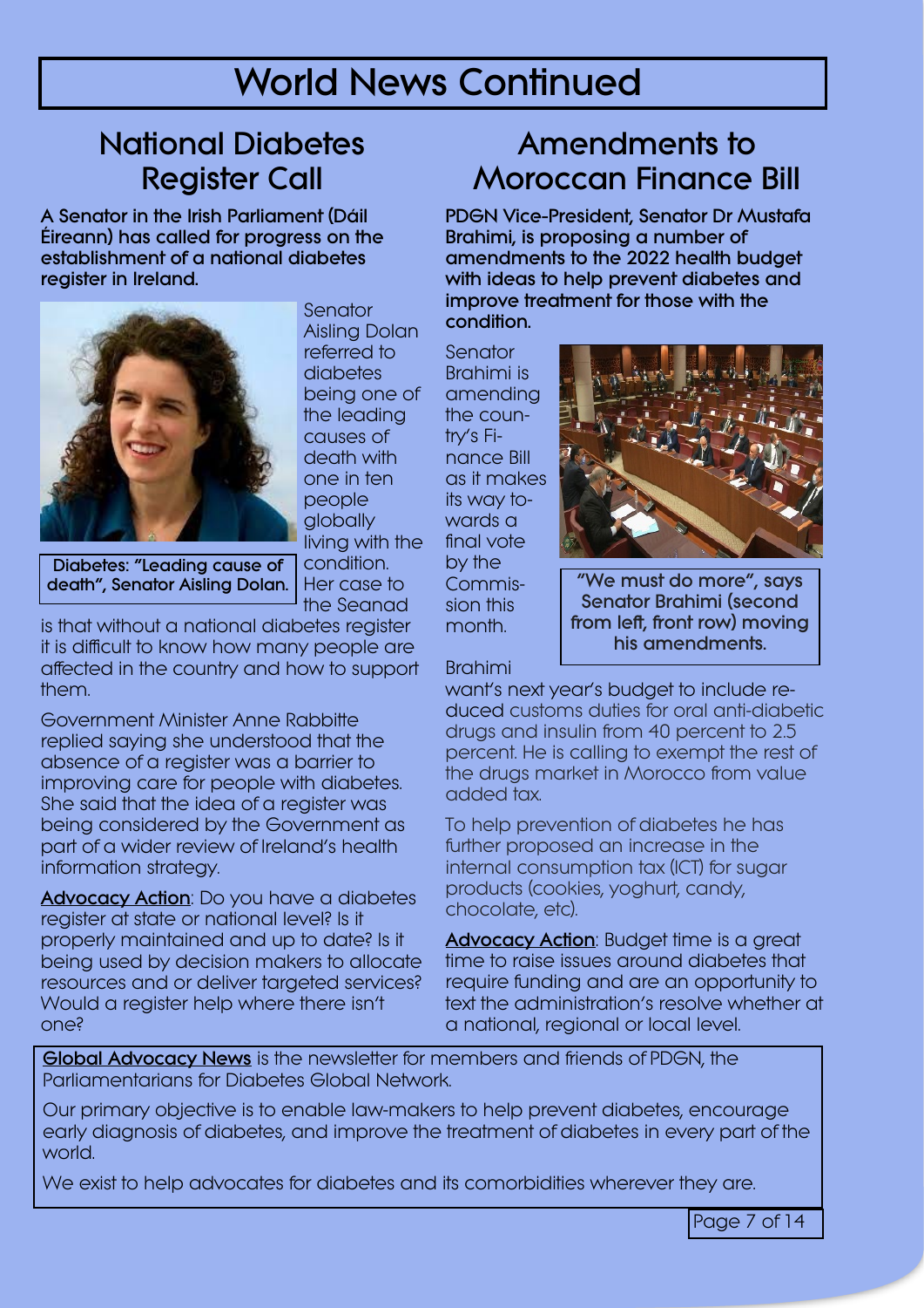# World News Continued

## National Diabetes Register Call

**A Senator in the Irish Parliament (Dáil Éireann) has called for progress on the establishment of a national diabetes register in Ireland.**

Diabetes: "Leading cause of death", Senator Aisling Dolan.

Senator Aisling Dolan referred to diabetes being one of the leading causes of death with one in ten people globally living with the condition. Her case to the Seanad is that without a national diabetes register it is difficult to know how many people are affected in the country and how to support them.

Government Minister Anne Rabbitte replied saying she understood that the absence of a register was a barrier to improving care for people with diabetes. She said that the idea of a register was being considered by the Government as part of a wider review of Ireland's health information strategy.

**Advocacy Action**: Do you have a diabetes register at state or national level? Is it properly maintained and up to date? Is it being used by decision makers to allocate resources and or deliver targeted services? Would a register help where there isn't one?

## Amendments to Moroccan Finance Bill

**PDGN Vice-President, Senator Dr Mustafa Brahimi, is proposing a number of amendments to the 2022 health budget with ideas to help prevent diabetes and improve treatment for those with the condition.**

Senator Brahimi is amending the country's Finance Bill as it makes its way towards a final vote by the Commission this month.

"We must do more", says Senator Brahimi (second from left, front row) moving his amendments.

Brahimi want's next year's budget to include reduced customs duties for oral anti-diabetic drugs and insulin from 40 percent to 2.5 percent. He is calling to exempt the rest of the drugs market in Morocco from value added tax.

To help prevention of diabetes he has further proposed an increase in the internal consumption tax (ICT) for sugar products (cookies, yoghurt, candy, chocolate, etc).

**Advocacy Action**: Budget time is a great time to raise issues around diabetes that require funding and are an opportunity to text the administration's resolve whether at a national, regional or local level.

---

**Global Advocacy News** is the newsletter for members and friends of PDGN, the Parliamentarians for Diabetes Global Network.

Our primary objective is to enable law-makers to help prevent diabetes, encourage early diagnosis of diabetes, and improve the treatment of diabetes in every part of the world.

We exist to help advocates for diabetes and its comorbidities wherever they are.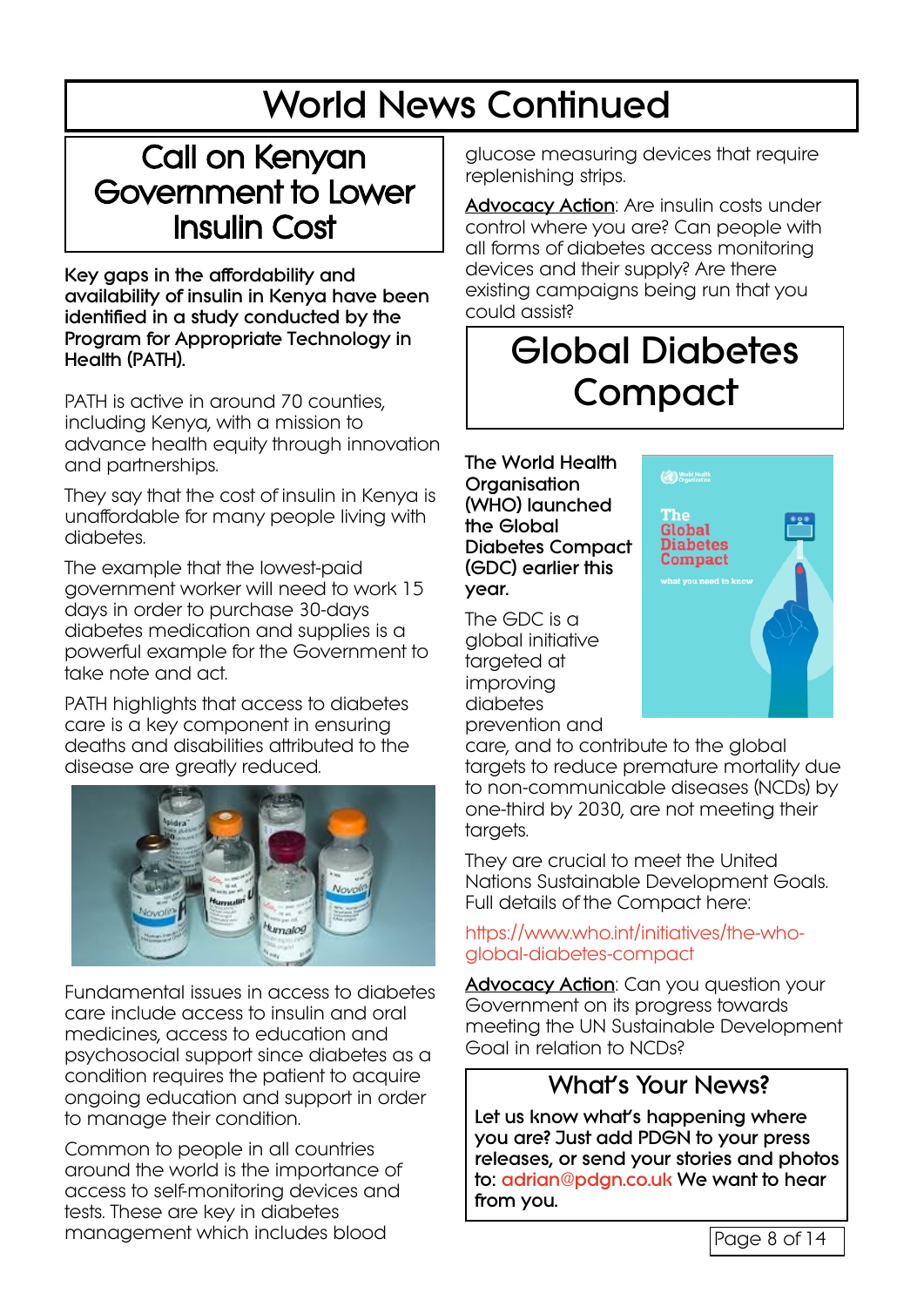# World News Continued

## Call on Kenyan Government to Lower Insulin Cost

**Key gaps in the affordability and availability of insulin in Kenya have been identified in a study conducted by the Program for Appropriate Technology in Health (PATH).**

PATH is active in around 70 counties, including Kenya, with a mission to advance health equity through innovation and partnerships.

They say that the cost of insulin in Kenya is unaffordable for many people living with diabetes.

The example that the lowest-paid government worker will need to work 15 days in order to purchase 30-days diabetes medication and supplies is a powerful example for the Government to take note and act.

PATH highlights that access to diabetes care is a key component in ensuring deaths and disabilities attributed to the disease are greatly reduced.

Fundamental issues in access to diabetes care include access to insulin and oral medicines, access to education and psychosocial support since diabetes as a condition requires the patient to acquire ongoing education and support in order to manage their condition.

Common to people in all countries around the world is the importance of access to self-monitoring devices and tests. These are key in diabetes management which includes blood glucose measuring devices that require replenishing strips.

Advocacy Action: Are insulin costs under control where you are? Can people with all forms of diabetes access monitoring devices and their supply? Are there existing campaigns being run that you could assist?

## Global Diabetes Compact

**The World Health Organisation (WHO) launched the Global Diabetes Compact (GDC) earlier this year.**

The GDC is a global initiative targeted at improving diabetes prevention and care, and to contribute to the global targets to reduce premature mortality due to non-communicable diseases (NCDs) by one-third by 2030, are not meeting their targets.

They are crucial to meet the United Nations Sustainable Development Goals. Full details of the Compact here:

https://www.who.int/initiatives/the-who-global-diabetes-compact

Advocacy Action: Can you question your Government on its progress towards meeting the UN Sustainable Development Goal in relation to NCDs?

### What's Your News?

**Let us know what's happening where you are? Just add PDGN to your press releases, or send your stories and photos to: adrian@pdgn.co.uk We want to hear from you.**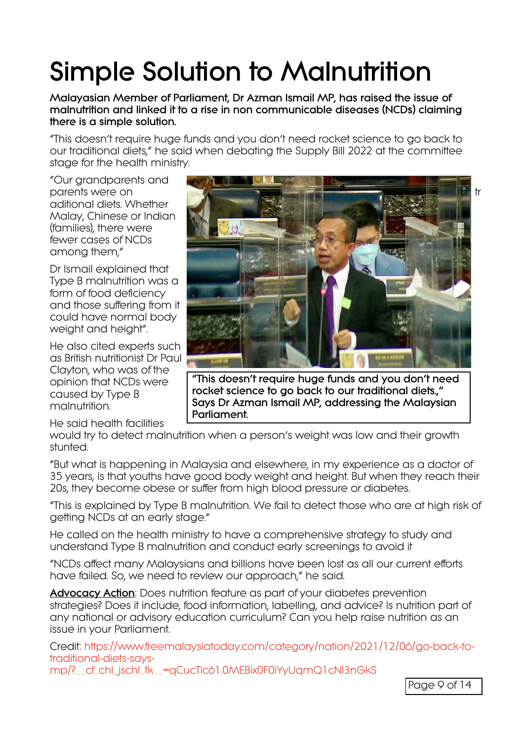# Simple Solution to Malnutrition

**Malayasian Member of Parliament, Dr Azman Ismail MP, has raised the issue of malnutrition and linked it to a rise in non communicable diseases (NCDs) claiming there is a simple solution.**

"This doesn't require huge funds and you don't need rocket science to go back to our traditional diets," he said when debating the Supply Bill 2022 at the committee stage for the health ministry.

"Our grandparents and parents were on traditional diets. Whether Malay, Chinese or Indian (families), there were fewer cases of NCDs among them,"

Dr Ismail explained that Type B malnutrition was a form of food deficiency and those suffering from it could have normal body weight and height".

He also cited experts such as British nutritionist Dr Paul Clayton, who was of the opinion that NCDs were caused by Type B malnutrition.

**"This doesn't require huge funds and you don't need rocket science to go back to our traditional diets.," Says Dr Azman Ismail MP, addressing the Malaysian Parliament.**

He said health facilities would try to detect malnutrition when a person's weight was low and their growth stunted.

"But what is happening in Malaysia and elsewhere, in my experience as a doctor of 35 years, is that youths have good body weight and height. But when they reach their 20s, they become obese or suffer from high blood pressure or diabetes.

"This is explained by Type B malnutrition. We fail to detect those who are at high risk of getting NCDs at an early stage."

He called on the health ministry to have a comprehensive strategy to study and understand Type B malnutrition and conduct early screenings to avoid it

"NCDs affect many Malaysians and billions have been lost as all our current efforts have failed. So, we need to review our approach," he said.

**Advocacy Action**: Does nutrition feature as part of your diabetes prevention strategies? Does it include, food information, labelling, and advice? Is nutrition part of any national or advisory education curriculum? Can you help raise nutrition as an issue in your Parliament.

Credit: https://www.freemalaysiatoday.com/category/nation/2021/12/06/go-back-to-traditional-diets-says-mp/?__cf_chl_jschl_tk__=qCucTic61.0MEBix0F0iYyUqmQ1cNI3nGkS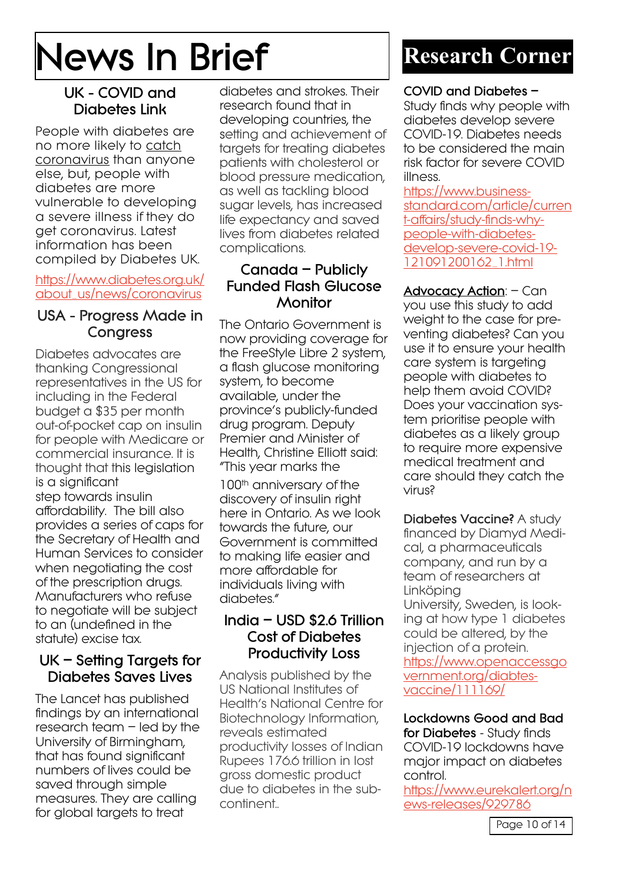# News In Brief

### UK - COVID and Diabetes Link

People with diabetes are no more likely to catch coronavirus than anyone else, but, people with diabetes are more vulnerable to developing a severe illness if they do get coronavirus. Latest information has been compiled by Diabetes UK.

https://www.diabetes.org.uk/about_us/news/coronavirus

### USA - Progress Made in Congress

Diabetes advocates are thanking Congressional representatives in the US for including in the Federal budget a $35 per month out-of-pocket cap on insulin for people with Medicare or commercial insurance. It is thought that this legislation is a significant step towards insulin affordability. The bill also provides a series of caps for the Secretary of Health and Human Services to consider when negotiating the cost of the prescription drugs. Manufacturers who refuse to negotiate will be subject to an (undefined in the statute) excise tax.

### UK – Setting Targets for Diabetes Saves Lives

The Lancet has published findings by an international research team – led by the University of Birmingham, that has found significant numbers of lives could be saved through simple measures. They are calling for global targets to treat diabetes and strokes. Their research found that in developing countries, the setting and achievement of targets for treating diabetes patients with cholesterol or blood pressure medication, as well as tackling blood sugar levels, has increased life expectancy and saved lives from diabetes related complications.

### Canada – Publicly Funded Flash Glucose Monitor

The Ontario Government is now providing coverage for the FreeStyle Libre 2 system, a flash glucose monitoring system, to become available, under the province's publicly-funded drug program. Deputy Premier and Minister of Health, Christine Elliott said: "This year marks the 100th anniversary of the discovery of insulin right here in Ontario. As we look towards the future, our Government is committed to making life easier and more affordable for individuals living with diabetes."

### India – USD $2.6 Trillion Cost of Diabetes Productivity Loss

Analysis published by the US National Institutes of Health's National Centre for Biotechnology Information, reveals estimated productivity losses of Indian Rupees 176.6 trillion in lost gross domestic product due to diabetes in the sub-continent..

# Research Corner

**COVID and Diabetes –** Study finds why people with diabetes develop severe COVID-19. Diabetes needs to be considered the main risk factor for severe COVID illness.

https://www.business-standard.com/article/current-affairs/study-finds-why-people-with-diabetes-develop-severe-covid-19-121091200162_1.html

**Advocacy Action**: – Can you use this study to add weight to the case for preventing diabetes? Can you use it to ensure your health care system is targeting people with diabetes to help them avoid COVID? Does your vaccination system prioritise people with diabetes as a likely group to require more expensive medical treatment and care should they catch the virus?

**Diabetes Vaccine?** A study financed by Diamyd Medical, a pharmaceuticals company, and run by a team of researchers at Linköping University, Sweden, is looking at how type 1 diabetes could be altered, by the injection of a protein.

https://www.openaccessgovernment.org/diabtes-vaccine/111169/

**Lockdowns Good and Bad for Diabetes** - Study finds COVID-19 lockdowns have major impact on diabetes control.

https://www.eurekalert.org/news-releases/929786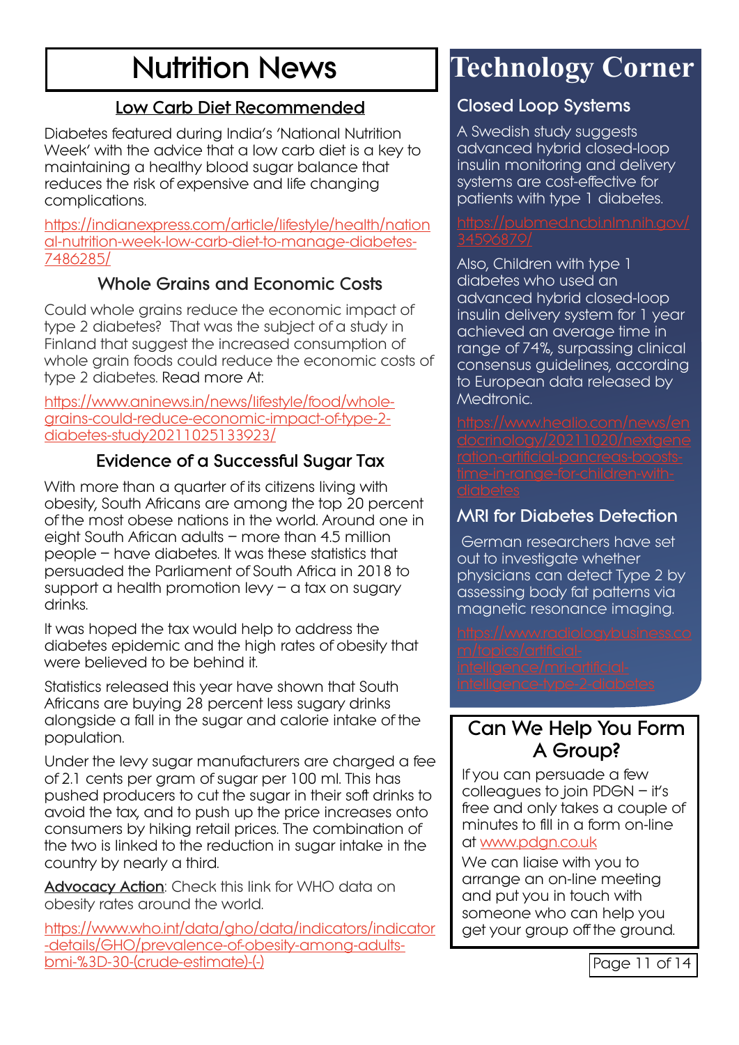# Nutrition News

## Low Carb Diet Recommended

Diabetes featured during India's 'National Nutrition Week' with the advice that a low carb diet is a key to maintaining a healthy blood sugar balance that reduces the risk of expensive and life changing complications.

https://indianexpress.com/article/lifestyle/health/national-nutrition-week-low-carb-diet-to-manage-diabetes-7486285/

## Whole Grains and Economic Costs

Could whole grains reduce the economic impact of type 2 diabetes? That was the subject of a study in Finland that suggest the increased consumption of whole grain foods could reduce the economic costs of type 2 diabetes. Read more At:

https://www.aninews.in/news/lifestyle/food/whole-grains-could-reduce-economic-impact-of-type-2-diabetes-study20211025133923/

## Evidence of a Successful Sugar Tax

With more than a quarter of its citizens living with obesity, South Africans are among the top 20 percent of the most obese nations in the world. Around one in eight South African adults – more than 4.5 million people – have diabetes. It was these statistics that persuaded the Parliament of South Africa in 2018 to support a health promotion levy – a tax on sugary drinks.

It was hoped the tax would help to address the diabetes epidemic and the high rates of obesity that were believed to be behind it.

Statistics released this year have shown that South Africans are buying 28 percent less sugary drinks alongside a fall in the sugar and calorie intake of the population.

Under the levy sugar manufacturers are charged a fee of 2.1 cents per gram of sugar per 100 ml. This has pushed producers to cut the sugar in their soft drinks to avoid the tax, and to push up the price increases onto consumers by hiking retail prices. The combination of the two is linked to the reduction in sugar intake in the country by nearly a third.

**Advocacy Action**: Check this link for WHO data on obesity rates around the world.

https://www.who.int/data/gho/data/indicators/indicator-details/GHO/prevalence-of-obesity-among-adults-bmi-%3D-30-(crude-estimate)-(-)

# Technology Corner

## Closed Loop Systems

A Swedish study suggests advanced hybrid closed-loop insulin monitoring and delivery systems are cost-effective for patients with type 1 diabetes.

https://pubmed.ncbi.nlm.nih.gov/34596879/

Also, Children with type 1 diabetes who used an advanced hybrid closed-loop insulin delivery system for 1 year achieved an average time in range of 74%, surpassing clinical consensus guidelines, according to European data released by Medtronic.

https://www.healio.com/news/endocrinology/20211020/nextgeneration-artificial-pancreas-boosts-time-in-range-for-children-with-diabetes

## MRI for Diabetes Detection

German researchers have set out to investigate whether physicians can detect Type 2 by assessing body fat patterns via magnetic resonance imaging.

https://www.radiologybusiness.com/topics/artificial-intelligence/mri-artificial-intelligence-type-2-diabetes

## Can We Help You Form A Group?

If you can persuade a few colleagues to join PDGN – it's free and only takes a couple of minutes to fill in a form on-line at www.pdgn.co.uk

We can liaise with you to arrange an on-line meeting and put you in touch with someone who can help you get your group off the ground.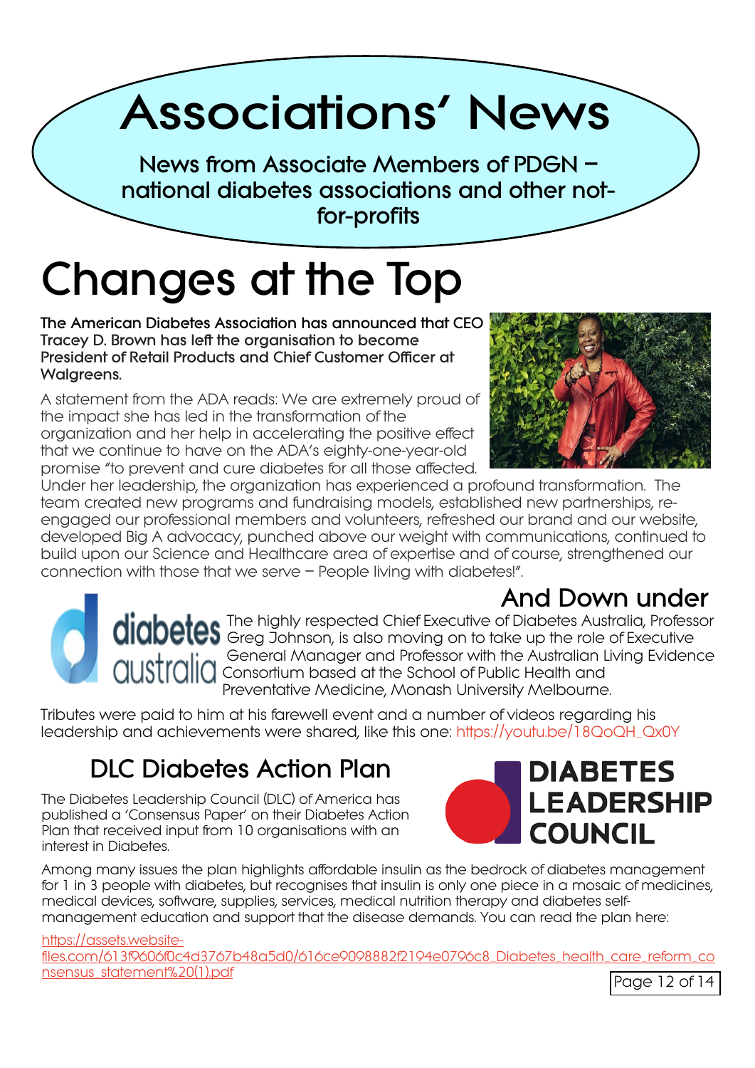# Associations' News

**News from Associate Members of PDGN – national diabetes associations and other not-for-profits**

# Changes at the Top

**The American Diabetes Association has announced that CEO Tracey D. Brown has left the organisation to become President of Retail Products and Chief Customer Officer at Walgreens.**

A statement from the ADA reads: We are extremely proud of the impact she has led in the transformation of the organization and her help in accelerating the positive effect that we continue to have on the ADA's eighty-one-year-old promise "to prevent and cure diabetes for all those affected. Under her leadership, the organization has experienced a profound transformation. The team created new programs and fundraising models, established new partnerships, re-engaged our professional members and volunteers, refreshed our brand and our website, developed Big A advocacy, punched above our weight with communications, continued to build upon our Science and Healthcare area of expertise and of course, strengthened our connection with those that we serve – People living with diabetes!".

## And Down under

The highly respected Chief Executive of Diabetes Australia, Professor Greg Johnson, is also moving on to take up the role of Executive General Manager and Professor with the Australian Living Evidence Consortium based at the School of Public Health and Preventative Medicine, Monash University Melbourne.

Tributes were paid to him at his farewell event and a number of videos regarding his leadership and achievements were shared, like this one: https://youtu.be/18QoQH_Qx0Y

## DLC Diabetes Action Plan

The Diabetes Leadership Council (DLC) of America has published a 'Consensus Paper' on their Diabetes Action Plan that received input from 10 organisations with an interest in Diabetes.

Among many issues the plan highlights affordable insulin as the bedrock of diabetes management for 1 in 3 people with diabetes, but recognises that insulin is only one piece in a mosaic of medicines, medical devices, software, supplies, services, medical nutrition therapy and diabetes self-management education and support that the disease demands. You can read the plan here:

https://assets.website-files.com/613f9606f0c4d3767b48a5d0/616ce9098882f2194e0796c8_Diabetes_health_care_reform_consensus_statement%20(1).pdf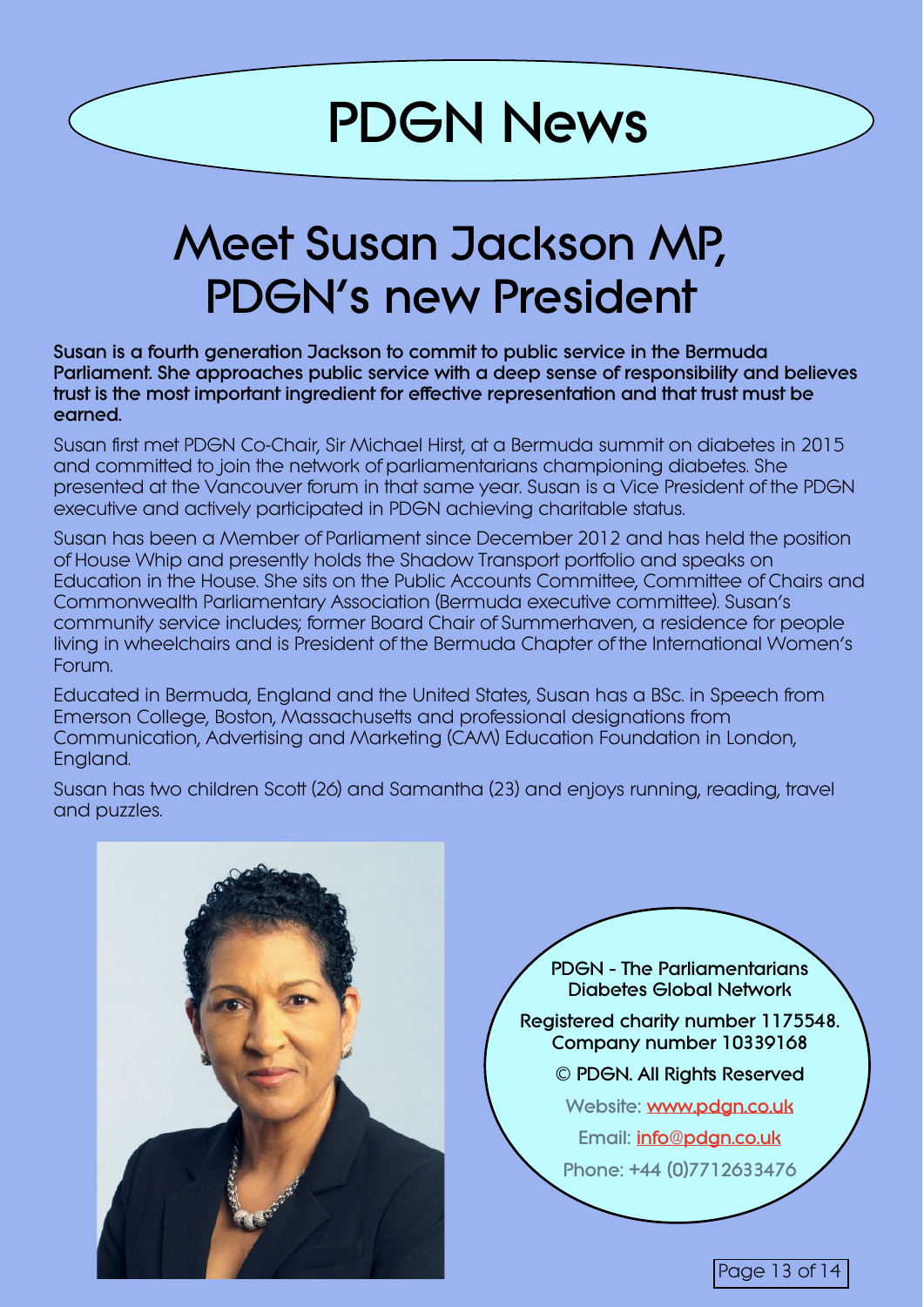# PDGN News

## Meet Susan Jackson MP, PDGN's new President

**Susan is a fourth generation Jackson to commit to public service in the Bermuda Parliament. She approaches public service with a deep sense of responsibility and believes trust is the most important ingredient for effective representation and that trust must be earned.**

Susan first met PDGN Co-Chair, Sir Michael Hirst, at a Bermuda summit on diabetes in 2015 and committed to join the network of parliamentarians championing diabetes. She presented at the Vancouver forum in that same year. Susan is a Vice President of the PDGN executive and actively participated in PDGN achieving charitable status.

Susan has been a Member of Parliament since December 2012 and has held the position of House Whip and presently holds the Shadow Transport portfolio and speaks on Education in the House. She sits on the Public Accounts Committee, Committee of Chairs and Commonwealth Parliamentary Association (Bermuda executive committee). Susan's community service includes; former Board Chair of Summerhaven, a residence for people living in wheelchairs and is President of the Bermuda Chapter of the International Women's Forum.

Educated in Bermuda, England and the United States, Susan has a BSc. in Speech from Emerson College, Boston, Massachusetts and professional designations from Communication, Advertising and Marketing (CAM) Education Foundation in London, England.

Susan has two children Scott (26) and Samantha (23) and enjoys running, reading, travel and puzzles.

**PDGN - The Parliamentarians Diabetes Global Network**

**Registered charity number 1175548. Company number 10339168**

**© PDGN. All Rights Reserved**

Website: www.pdgn.co.uk

Email: info@pdgn.co.uk

Phone: +44 (0)7712633476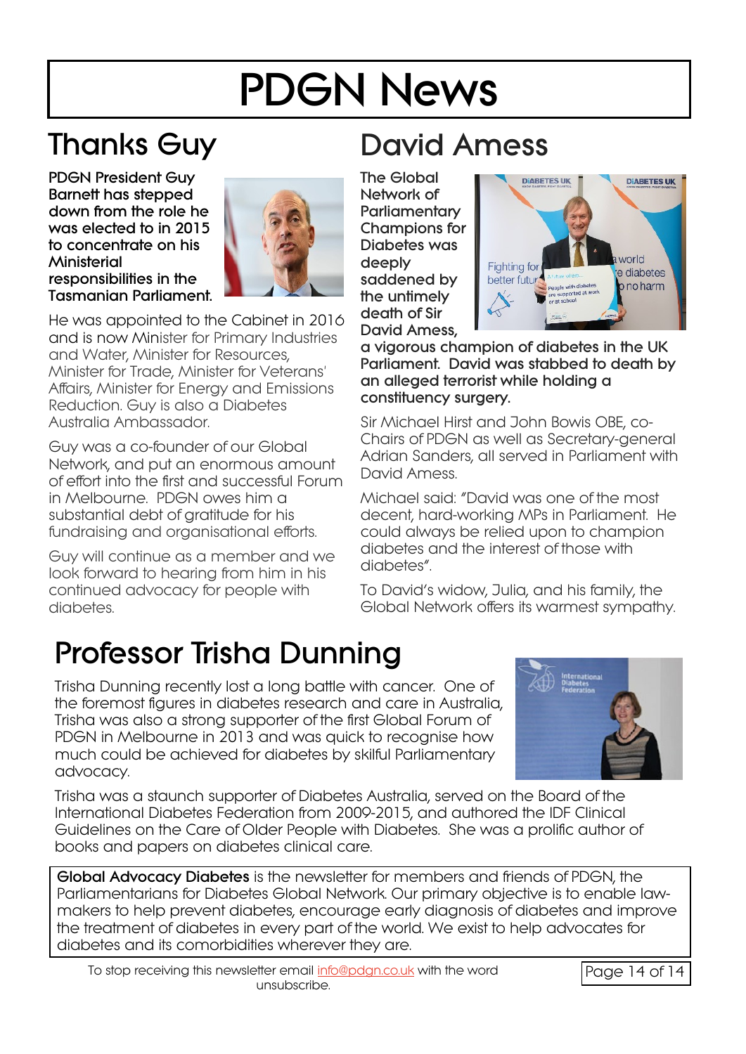# PDGN News

## Thanks Guy

**PDGN President Guy Barnett has stepped down from the role he was elected to in 2015 to concentrate on his Ministerial responsibilities in the Tasmanian Parliament.**

He was appointed to the Cabinet in 2016 and is now Minister for Primary Industries and Water, Minister for Resources, Minister for Trade, Minister for Veterans' Affairs, Minister for Energy and Emissions Reduction. Guy is also a Diabetes Australia Ambassador.

Guy was a co-founder of our Global Network, and put an enormous amount of effort into the first and successful Forum in Melbourne. PDGN owes him a substantial debt of gratitude for his fundraising and organisational efforts.

Guy will continue as a member and we look forward to hearing from him in his continued advocacy for people with diabetes.

## David Amess

**The Global Network of Parliamentary Champions for Diabetes was deeply saddened by the untimely death of Sir David Amess, a vigorous champion of diabetes in the UK Parliament. David was stabbed to death by an alleged terrorist while holding a constituency surgery.**

Sir Michael Hirst and John Bowis OBE, co-Chairs of PDGN as well as Secretary-general Adrian Sanders, all served in Parliament with David Amess.

Michael said: "David was one of the most decent, hard-working MPs in Parliament. He could always be relied upon to champion diabetes and the interest of those with diabetes".

To David's widow, Julia, and his family, the Global Network offers its warmest sympathy.

## Professor Trisha Dunning

Trisha Dunning recently lost a long battle with cancer. One of the foremost figures in diabetes research and care in Australia, Trisha was also a strong supporter of the first Global Forum of PDGN in Melbourne in 2013 and was quick to recognise how much could be achieved for diabetes by skilful Parliamentary advocacy.

Trisha was a staunch supporter of Diabetes Australia, served on the Board of the International Diabetes Federation from 2009-2015, and authored the IDF Clinical Guidelines on the Care of Older People with Diabetes. She was a prolific author of books and papers on diabetes clinical care.

**Global Advocacy Diabetes** is the newsletter for members and friends of PDGN, the Parliamentarians for Diabetes Global Network. Our primary objective is to enable law-makers to help prevent diabetes, encourage early diagnosis of diabetes and improve the treatment of diabetes in every part of the world. We exist to help advocates for diabetes and its comorbidities wherever they are.

To stop receiving this newsletter email info@pdgn.co.uk with the word unsubscribe.